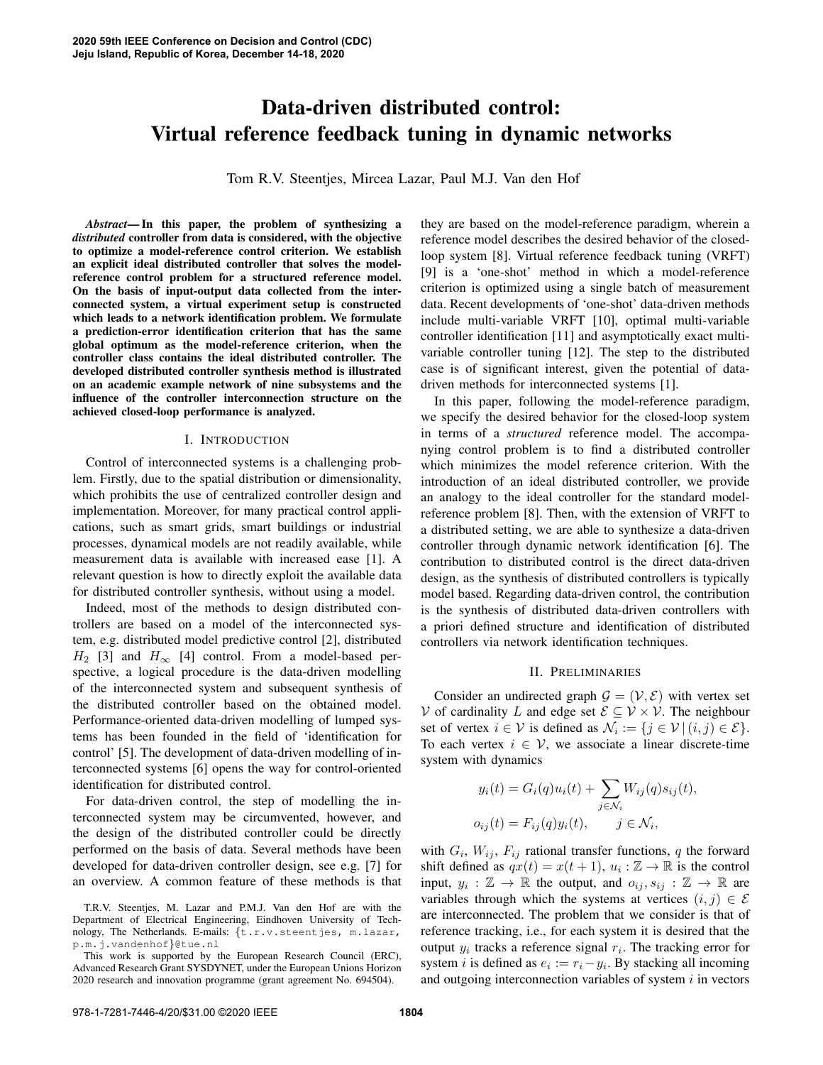# Data-driven distributed control: Virtual reference feedback tuning in dynamic networks

Tom R.V. Steentjes, Mircea Lazar, Paul M.J. Van den Hof

***Abstract*— In this paper, the problem of synthesizing a *distributed* controller from data is considered, with the objective to optimize a model-reference control criterion. We establish an explicit ideal distributed controller that solves the model-reference control problem for a structured reference model. On the basis of input-output data collected from the interconnected system, a virtual experiment setup is constructed which leads to a network identification problem. We formulate a prediction-error identification criterion that has the same global optimum as the model-reference criterion, when the controller class contains the ideal distributed controller. The developed distributed controller synthesis method is illustrated on an academic example network of nine subsystems and the influence of the controller interconnection structure on the achieved closed-loop performance is analyzed.**

## I. Introduction

Control of interconnected systems is a challenging problem. Firstly, due to the spatial distribution or dimensionality, which prohibits the use of centralized controller design and implementation. Moreover, for many practical control applications, such as smart grids, smart buildings or industrial processes, dynamical models are not readily available, while measurement data is available with increased ease [1]. A relevant question is how to directly exploit the available data for distributed controller synthesis, without using a model.

Indeed, most of the methods to design distributed controllers are based on a model of the interconnected system, e.g. distributed model predictive control [2], distributed $H_2$ [3] and $H_\infty$ [4] control. From a model-based perspective, a logical procedure is the data-driven modelling of the interconnected system and subsequent synthesis of the distributed controller based on the obtained model. Performance-oriented data-driven modelling of lumped systems has been founded in the field of 'identification for control' [5]. The development of data-driven modelling of interconnected systems [6] opens the way for control-oriented identification for distributed control.

For data-driven control, the step of modelling the interconnected system may be circumvented, however, and the design of the distributed controller could be directly performed on the basis of data. Several methods have been developed for data-driven controller design, see e.g. [7] for an overview. A common feature of these methods is that they are based on the model-reference paradigm, wherein a reference model describes the desired behavior of the closed-loop system [8]. Virtual reference feedback tuning (VRFT) [9] is a 'one-shot' method in which a model-reference criterion is optimized using a single batch of measurement data. Recent developments of 'one-shot' data-driven methods include multi-variable VRFT [10], optimal multi-variable controller identification [11] and asymptotically exact multi-variable controller tuning [12]. The step to the distributed case is of significant interest, given the potential of data-driven methods for interconnected systems [1].

In this paper, following the model-reference paradigm, we specify the desired behavior for the closed-loop system in terms of a *structured* reference model. The accompanying control problem is to find a distributed controller which minimizes the model reference criterion. With the introduction of an ideal distributed controller, we provide an analogy to the ideal controller for the standard model-reference problem [8]. Then, with the extension of VRFT to a distributed setting, we are able to synthesize a data-driven controller through dynamic network identification [6]. The contribution to distributed control is the direct data-driven design, as the synthesis of distributed controllers is typically model based. Regarding data-driven control, the contribution is the synthesis of distributed data-driven controllers with a priori defined structure and identification of distributed controllers via network identification techniques.

## II. Preliminaries

Consider an undirected graph $\mathcal{G} = (\mathcal{V}, \mathcal{E})$ with vertex set $\mathcal{V}$ of cardinality $L$ and edge set $\mathcal{E} \subseteq \mathcal{V} \times \mathcal{V}$. The neighbour set of vertex $i \in \mathcal{V}$ is defined as $\mathcal{N}_i := \{j \in \mathcal{V} \,|\, (i,j) \in \mathcal{E}\}$. To each vertex $i \in \mathcal{V}$, we associate a linear discrete-time system with dynamics

$$
\begin{aligned}
y_i(t) &= G_i(q)u_i(t) + \sum_{j \in \mathcal{N}_i} W_{ij}(q)s_{ij}(t), \\
o_{ij}(t) &= F_{ij}(q)y_i(t), \qquad j \in \mathcal{N}_i,
\end{aligned}
$$

with $G_i$, $W_{ij}$, $F_{ij}$ rational transfer functions, $q$ the forward shift defined as $qx(t) = x(t+1)$, $u_i : \mathbb{Z} \to \mathbb{R}$ is the control input, $y_i : \mathbb{Z} \to \mathbb{R}$ the output, and $o_{ij}, s_{ij} : \mathbb{Z} \to \mathbb{R}$ are variables through which the systems at vertices $(i,j) \in \mathcal{E}$ are interconnected. The problem that we consider is that of reference tracking, i.e., for each system it is desired that the output $y_i$ tracks a reference signal $r_i$. The tracking error for system $i$ is defined as $e_i := r_i - y_i$. By stacking all incoming and outgoing interconnection variables of system $i$ in vectors

T.R.V. Steentjes, M. Lazar and P.M.J. Van den Hof are with the Department of Electrical Engineering, Eindhoven University of Technology, The Netherlands. E-mails: {t.r.v.steentjes, m.lazar, p.m.j.vandenhof}@tue.nl

This work is supported by the European Research Council (ERC), Advanced Research Grant SYSDYNET, under the European Unions Horizon 2020 research and innovation programme (grant agreement No. 694504).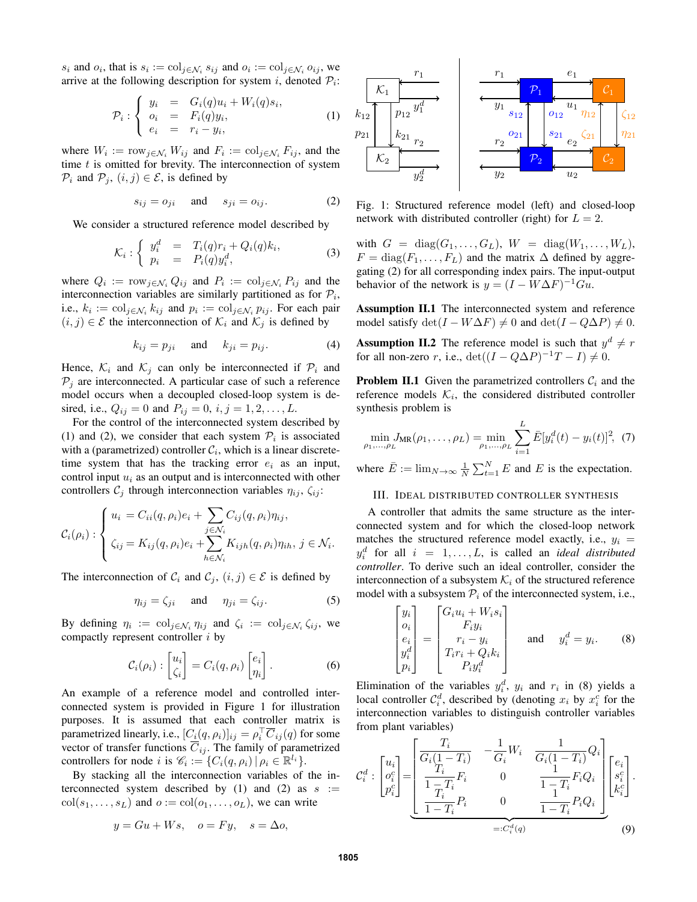$s_i$ and $o_i$, that is $s_i := \text{col}_{j\in\mathcal{N}_i}\, s_{ij}$ and $o_i := \text{col}_{j\in\mathcal{N}_i}\, o_{ij}$, we arrive at the following description for system $i$, denoted $\mathcal{P}_i$:

$$\mathcal{P}_i : \begin{cases} y_i &= G_i(q)u_i + W_i(q)s_i, \\ o_i &= F_i(q)y_i, \\ e_i &= r_i - y_i, \end{cases} \tag{1}$$

where $W_i := \text{row}_{j\in\mathcal{N}_i}\, W_{ij}$ and $F_i := \text{col}_{j\in\mathcal{N}_i}\, F_{ij}$, and the time $t$ is omitted for brevity. The interconnection of system $\mathcal{P}_i$ and $\mathcal{P}_j$, $(i,j) \in \mathcal{E}$, is defined by

$$s_{ij} = o_{ji} \quad \text{and} \quad s_{ji} = o_{ij}. \tag{2}$$

We consider a structured reference model described by

$$\mathcal{K}_i : \begin{cases} y_i^d &= T_i(q)r_i + Q_i(q)k_i, \\ p_i &= P_i(q)y_i^d, \end{cases} \tag{3}$$

where $Q_i := \text{row}_{j\in\mathcal{N}_i}\, Q_{ij}$ and $P_i := \text{col}_{j\in\mathcal{N}_i}\, P_{ij}$ and the interconnection variables are similarly partitioned as for $\mathcal{P}_i$, i.e., $k_i := \text{col}_{j\in\mathcal{N}_i}\, k_{ij}$ and $p_i := \text{col}_{j\in\mathcal{N}_i}\, p_{ij}$. For each pair $(i,j) \in \mathcal{E}$ the interconnection of $\mathcal{K}_i$ and $\mathcal{K}_j$ is defined by

$$k_{ij} = p_{ji} \quad \text{and} \quad k_{ji} = p_{ij}. \tag{4}$$

Hence, $\mathcal{K}_i$ and $\mathcal{K}_j$ can only be interconnected if $\mathcal{P}_i$ and $\mathcal{P}_j$ are interconnected. A particular case of such a reference model occurs when a decoupled closed-loop system is desired, i.e., $Q_{ij} = 0$ and $P_{ij} = 0$, $i, j = 1, 2, \ldots, L$.

For the control of the interconnected system described by (1) and (2), we consider that each system $\mathcal{P}_i$ is associated with a (parametrized) controller $\mathcal{C}_i$, which is a linear discrete-time system that has the tracking error $e_i$ as an input, control input $u_i$ as an output and is interconnected with other controllers $\mathcal{C}_j$ through interconnection variables $\eta_{ij}$, $\zeta_{ij}$:

$$\mathcal{C}_i(\rho_i) : \begin{cases} u_i = C_{ii}(q,\rho_i)e_i + \displaystyle\sum_{j\in\mathcal{N}_i} C_{ij}(q,\rho_i)\eta_{ij}, \\ \zeta_{ij} = K_{ij}(q,\rho_i)e_i + \displaystyle\sum_{h\in\mathcal{N}_i} K_{ijh}(q,\rho_i)\eta_{ih},\ j \in \mathcal{N}_i. \end{cases}$$

The interconnection of $\mathcal{C}_i$ and $\mathcal{C}_j$, $(i,j) \in \mathcal{E}$ is defined by

$$\eta_{ij} = \zeta_{ji} \quad \text{and} \quad \eta_{ji} = \zeta_{ij}. \tag{5}$$

By defining $\eta_i := \text{col}_{j\in\mathcal{N}_i}\, \eta_{ij}$ and $\zeta_i := \text{col}_{j\in\mathcal{N}_i}\, \zeta_{ij}$, we compactly represent controller $i$ by

$$\mathcal{C}_i(\rho_i) : \begin{bmatrix} u_i \\ \zeta_i \end{bmatrix} = C_i(q,\rho_i) \begin{bmatrix} e_i \\ \eta_i \end{bmatrix}. \tag{6}$$

An example of a reference model and controlled interconnected system is provided in Figure 1 for illustration purposes. It is assumed that each controller matrix is parametrized linearly, i.e., $[C_i(q,\rho_i)]_{ij} = \rho_i^\top \overline{C}_{ij}(q)$ for some vector of transfer functions $\overline{C}_{ij}$. The family of parametrized controllers for node $i$ is $\mathscr{C}_i := \{C_i(q,\rho_i) \,|\, \rho_i \in \mathbb{R}^{l_i}\}$.

By stacking all the interconnection variables of the interconnected system described by (1) and (2) as $s := \text{col}(s_1, \ldots, s_L)$ and $o := \text{col}(o_1, \ldots, o_L)$, we can write

$$y = Gu + Ws, \quad o = Fy, \quad s = \Delta o,$$

Fig. 1: Structured reference model (left) and closed-loop network with distributed controller (right) for $L = 2$.

with $G = \text{diag}(G_1, \ldots, G_L)$, $W = \text{diag}(W_1, \ldots, W_L)$, $F = \text{diag}(F_1, \ldots, F_L)$ and the matrix $\Delta$ defined by aggregating (2) for all corresponding index pairs. The input-output behavior of the network is $y = (I - W\Delta F)^{-1}Gu$.

**Assumption II.1** The interconnected system and reference model satisfy $\det(I - W\Delta F) \neq 0$ and $\det(I - Q\Delta P) \neq 0$.

**Assumption II.2** The reference model is such that $y^d \neq r$ for all non-zero $r$, i.e., $\det((I - Q\Delta P)^{-1}T - I) \neq 0$.

**Problem II.1** Given the parametrized controllers $\mathcal{C}_i$ and the reference models $\mathcal{K}_i$, the considered distributed controller synthesis problem is

$$\min_{\rho_1,\ldots,\rho_L} J_{\text{MR}}(\rho_1, \ldots, \rho_L) = \min_{\rho_1,\ldots,\rho_L} \sum_{i=1}^{L} \bar{E}[y_i^d(t) - y_i(t)]^2, \tag{7}$$

where $\bar{E} := \lim_{N\to\infty} \frac{1}{N}\sum_{t=1}^{N} E$ and $E$ is the expectation.

## III. Ideal Distributed Controller Synthesis

A controller that admits the same structure as the interconnected system and for which the closed-loop network matches the structured reference model exactly, i.e., $y_i = y_i^d$ for all $i = 1, \ldots, L$, is called an *ideal distributed controller*. To derive such an ideal controller, consider the interconnection of a subsystem $\mathcal{K}_i$ of the structured reference model with a subsystem $\mathcal{P}_i$ of the interconnected system, i.e.,

$$\begin{bmatrix} y_i \\ o_i \\ e_i \\ y_i^d \\ p_i \end{bmatrix} = \begin{bmatrix} G_i u_i + W_i s_i \\ F_i y_i \\ r_i - y_i \\ T_i r_i + Q_i k_i \\ P_i y_i^d \end{bmatrix} \quad \text{and} \quad y_i^d = y_i. \tag{8}$$

Elimination of the variables $y_i^d$, $y_i$ and $r_i$ in (8) yields a local controller $\mathcal{C}_i^d$, described by (denoting $x_i$ by $x_i^c$ for the interconnection variables to distinguish controller variables from plant variables)

$$\mathcal{C}_i^d : \begin{bmatrix} u_i \\ o_i^c \\ p_i^c \end{bmatrix} = \underbrace{\begin{bmatrix} \dfrac{T_i}{G_i(1-T_i)} & -\dfrac{1}{G_i}W_i & \dfrac{1}{G_i(1-T_i)}Q_i \\ \dfrac{T_i}{1-T_i}F_i & 0 & \dfrac{1}{1-T_i}F_i Q_i \\ \dfrac{T_i}{1-T_i}P_i & 0 & \dfrac{1}{1-T_i}P_i Q_i \end{bmatrix}}_{=:C_i^d(q)} \begin{bmatrix} e_i \\ s_i^c \\ k_i^c \end{bmatrix}. \tag{9}$$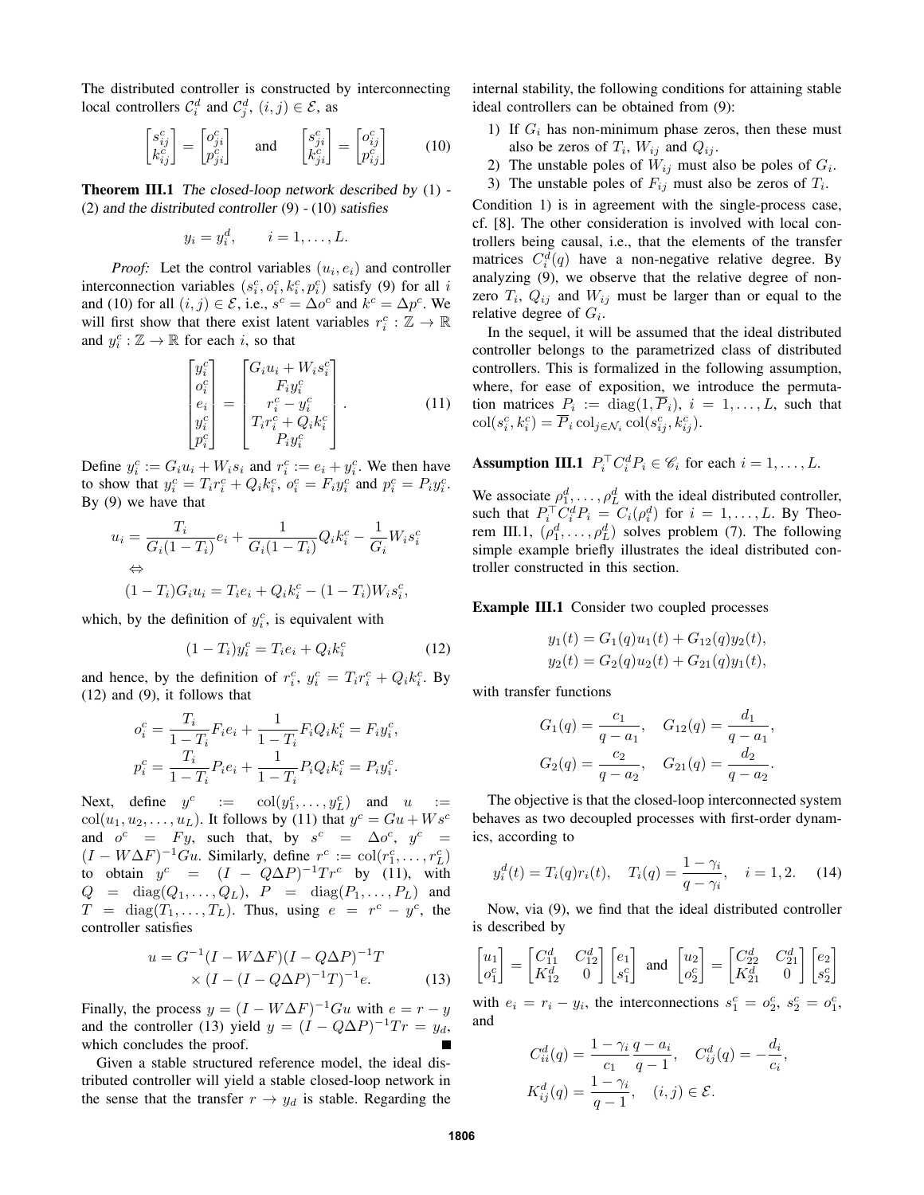The distributed controller is constructed by interconnecting local controllers $\mathcal{C}_i^d$ and $\mathcal{C}_j^d$, $(i,j) \in \mathcal{E}$, as

$$\begin{bmatrix} s_{ij}^c \\ k_{ij}^c \end{bmatrix} = \begin{bmatrix} o_{ji}^c \\ p_{ji}^c \end{bmatrix} \quad \text{and} \quad \begin{bmatrix} s_{ji}^c \\ k_{ji}^c \end{bmatrix} = \begin{bmatrix} o_{ij}^c \\ p_{ij}^c \end{bmatrix} \tag{10}$$

**Theorem III.1** *The closed-loop network described by* (1) - (2) *and the distributed controller* (9) - (10) *satisfies*

$$y_i = y_i^d, \qquad i = 1, \ldots, L.$$

*Proof:* Let the control variables $(u_i, e_i)$ and controller interconnection variables $(s_i^c, o_i^c, k_i^c, p_i^c)$ satisfy (9) for all $i$ and (10) for all $(i,j) \in \mathcal{E}$, i.e., $s^c = \Delta o^c$ and $k^c = \Delta p^c$. We will first show that there exist latent variables $r_i^c : \mathbb{Z} \to \mathbb{R}$ and $y_i^c : \mathbb{Z} \to \mathbb{R}$ for each $i$, so that

$$\begin{bmatrix} y_i^c \\ o_i^c \\ e_i \\ y_i^c \\ p_i^c \end{bmatrix} = \begin{bmatrix} G_i u_i + W_i s_i^c \\ F_i y_i^c \\ r_i^c - y_i^c \\ T_i r_i^c + Q_i k_i^c \\ P_i y_i^c \end{bmatrix}. \tag{11}$$

Define $y_i^c := G_i u_i + W_i s_i$ and $r_i^c := e_i + y_i^c$. We then have to show that $y_i^c = T_i r_i^c + Q_i k_i^c$, $o_i^c = F_i y_i^c$ and $p_i^c = P_i y_i^c$. By (9) we have that

$$\begin{aligned} u_i &= \frac{T_i}{G_i(1-T_i)} e_i + \frac{1}{G_i(1-T_i)} Q_i k_i^c - \frac{1}{G_i} W_i s_i^c \\ &\Leftrightarrow \\ (1-T_i) G_i u_i &= T_i e_i + Q_i k_i^c - (1-T_i) W_i s_i^c, \end{aligned}$$

which, by the definition of $y_i^c$, is equivalent with

$$(1-T_i) y_i^c = T_i e_i + Q_i k_i^c \tag{12}$$

and hence, by the definition of $r_i^c$, $y_i^c = T_i r_i^c + Q_i k_i^c$. By (12) and (9), it follows that

$$\begin{aligned} o_i^c &= \frac{T_i}{1-T_i} F_i e_i + \frac{1}{1-T_i} F_i Q_i k_i^c = F_i y_i^c, \\ p_i^c &= \frac{T_i}{1-T_i} P_i e_i + \frac{1}{1-T_i} P_i Q_i k_i^c = P_i y_i^c. \end{aligned}$$

Next, define $y^c := \operatorname{col}(y_1^c, \ldots, y_L^c)$ and $u := \operatorname{col}(u_1, u_2, \ldots, u_L)$. It follows by (11) that $y^c = Gu + Ws^c$ and $o^c = Fy$, such that, by $s^c = \Delta o^c$, $y^c = (I - W\Delta F)^{-1} G u$. Similarly, define $r^c := \operatorname{col}(r_1^c, \ldots, r_L^c)$ to obtain $y^c = (I - Q\Delta P)^{-1} T r^c$ by (11), with $Q = \operatorname{diag}(Q_1, \ldots, Q_L)$, $P = \operatorname{diag}(P_1, \ldots, P_L)$ and $T = \operatorname{diag}(T_1, \ldots, T_L)$. Thus, using $e = r^c - y^c$, the controller satisfies

$$\begin{aligned} u = {} & G^{-1}(I - W\Delta F)(I - Q\Delta P)^{-1} T \\ & \times (I - (I - Q\Delta P)^{-1} T)^{-1} e. \end{aligned} \tag{13}$$

Finally, the process $y = (I - W\Delta F)^{-1} G u$ with $e = r - y$ and the controller (13) yield $y = (I - Q\Delta P)^{-1} T r = y_d$, which concludes the proof. ∎

Given a stable structured reference model, the ideal distributed controller will yield a stable closed-loop network in the sense that the transfer $r \to y_d$ is stable. Regarding the internal stability, the following conditions for attaining stable ideal controllers can be obtained from (9):

1) If $G_i$ has non-minimum phase zeros, then these must also be zeros of $T_i$, $W_{ij}$ and $Q_{ij}$.
2) The unstable poles of $W_{ij}$ must also be poles of $G_i$.
3) The unstable poles of $F_{ij}$ must also be zeros of $T_i$.

Condition 1) is in agreement with the single-process case, cf. [8]. The other consideration is involved with local controllers being causal, i.e., that the elements of the transfer matrices $C_i^d(q)$ have a non-negative relative degree. By analyzing (9), we observe that the relative degree of non-zero $T_i$, $Q_{ij}$ and $W_{ij}$ must be larger than or equal to the relative degree of $G_i$.

In the sequel, it will be assumed that the ideal distributed controller belongs to the parametrized class of distributed controllers. This is formalized in the following assumption, where, for ease of exposition, we introduce the permutation matrices $P_i := \operatorname{diag}(1, \overline{P}_i)$, $i = 1, \ldots, L$, such that $\operatorname{col}(s_i^c, k_i^c) = \overline{P}_i \operatorname{col}_{j \in \mathcal{N}_i} \operatorname{col}(s_{ij}^c, k_{ij}^c)$.

**Assumption III.1** $P_i^\top C_i^d P_i \in \mathscr{C}_i$ for each $i = 1, \ldots, L$.

We associate $\rho_1^d, \ldots, \rho_L^d$ with the ideal distributed controller, such that $P_i^\top C_i^d P_i = C_i(\rho_i^d)$ for $i = 1, \ldots, L$. By Theorem III.1, $(\rho_1^d, \ldots, \rho_L^d)$ solves problem (7). The following simple example briefly illustrates the ideal distributed controller constructed in this section.

**Example III.1** Consider two coupled processes

$$\begin{aligned} y_1(t) &= G_1(q) u_1(t) + G_{12}(q) y_2(t), \\ y_2(t) &= G_2(q) u_2(t) + G_{21}(q) y_1(t), \end{aligned}$$

with transfer functions

$$\begin{aligned} G_1(q) &= \frac{c_1}{q - a_1}, \quad G_{12}(q) = \frac{d_1}{q - a_1}, \\ G_2(q) &= \frac{c_2}{q - a_2}, \quad G_{21}(q) = \frac{d_2}{q - a_2}. \end{aligned}$$

The objective is that the closed-loop interconnected system behaves as two decoupled processes with first-order dynamics, according to

$$y_i^d(t) = T_i(q) r_i(t), \quad T_i(q) = \frac{1 - \gamma_i}{q - \gamma_i}, \quad i = 1, 2. \tag{14}$$

Now, via (9), we find that the ideal distributed controller is described by

$$\begin{bmatrix} u_1 \\ o_1^c \end{bmatrix} = \begin{bmatrix} C_{11}^d & C_{12}^d \\ K_{12}^d & 0 \end{bmatrix} \begin{bmatrix} e_1 \\ s_1^c \end{bmatrix} \text{ and } \begin{bmatrix} u_2 \\ o_2^c \end{bmatrix} = \begin{bmatrix} C_{22}^d & C_{21}^d \\ K_{21}^d & 0 \end{bmatrix} \begin{bmatrix} e_2 \\ s_2^c \end{bmatrix}$$

with $e_i = r_i - y_i$, the interconnections $s_1^c = o_2^c$, $s_2^c = o_1^c$, and

$$\begin{aligned} C_{ii}^d(q) &= \frac{1 - \gamma_i}{c_1} \frac{q - a_i}{q - 1}, \quad C_{ij}^d(q) = -\frac{d_i}{c_i}, \\ K_{ij}^d(q) &= \frac{1 - \gamma_i}{q - 1}, \quad (i,j) \in \mathcal{E}. \end{aligned}$$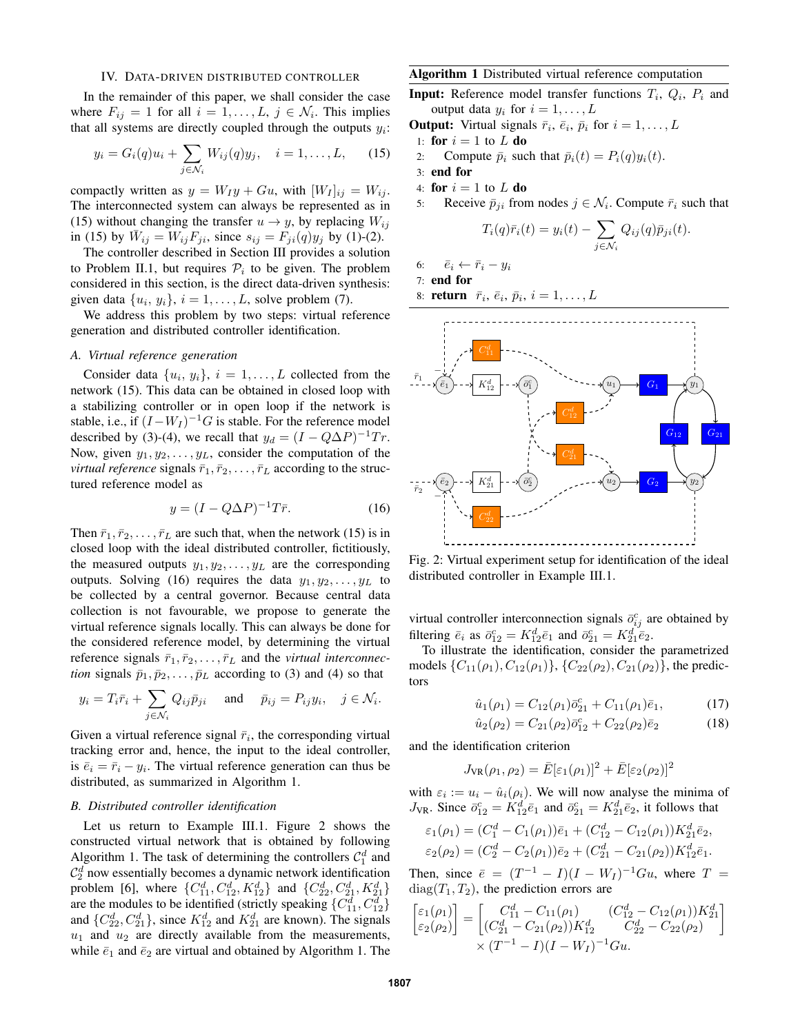## IV. Data-driven distributed controller

In the remainder of this paper, we shall consider the case where $F_{ij} = 1$ for all $i = 1, \ldots, L$, $j \in \mathcal{N}_i$. This implies that all systems are directly coupled through the outputs $y_i$:

$$y_i = G_i(q)u_i + \sum_{j \in \mathcal{N}_i} W_{ij}(q)y_j, \quad i = 1, \ldots, L, \tag{15}$$

compactly written as $y = W_I y + Gu$, with $[W_I]_{ij} = W_{ij}$. The interconnected system can always be represented as in (15) without changing the transfer $u \to y$, by replacing $W_{ij}$ in (15) by $\bar{W}_{ij} = W_{ij}F_{ji}$, since $s_{ij} = F_{ji}(q)y_j$ by (1)-(2).

The controller described in Section III provides a solution to Problem II.1, but requires $\mathcal{P}_i$ to be given. The problem considered in this section, is the direct data-driven synthesis: given data $\{u_i, y_i\}$, $i = 1, \ldots, L$, solve problem (7).

We address this problem by two steps: virtual reference generation and distributed controller identification.

### A. Virtual reference generation

Consider data $\{u_i, y_i\}$, $i = 1, \ldots, L$ collected from the network (15). This data can be obtained in closed loop with a stabilizing controller or in open loop if the network is stable, i.e., if $(I - W_I)^{-1}G$ is stable. For the reference model described by (3)-(4), we recall that $y_d = (I - Q\Delta P)^{-1}Tr$. Now, given $y_1, y_2, \ldots, y_L$, consider the computation of the *virtual reference* signals $\bar{r}_1, \bar{r}_2, \ldots, \bar{r}_L$ according to the structured reference model as

$$y = (I - Q\Delta P)^{-1}T\bar{r}. \tag{16}$$

Then $\bar{r}_1, \bar{r}_2, \ldots, \bar{r}_L$ are such that, when the network (15) is in closed loop with the ideal distributed controller, fictitiously, the measured outputs $y_1, y_2, \ldots, y_L$ are the corresponding outputs. Solving (16) requires the data $y_1, y_2, \ldots, y_L$ to be collected by a central governor. Because central data collection is not favourable, we propose to generate the virtual reference signals locally. This can always be done for the considered reference model, by determining the virtual reference signals $\bar{r}_1, \bar{r}_2, \ldots, \bar{r}_L$ and the *virtual interconnection* signals $\bar{p}_1, \bar{p}_2, \ldots, \bar{p}_L$ according to (3) and (4) so that

$$y_i = T_i\bar{r}_i + \sum_{j \in \mathcal{N}_i} Q_{ij}\bar{p}_{ji} \quad \text{and} \quad \bar{p}_{ij} = P_{ij}y_i, \quad j \in \mathcal{N}_i.$$

Given a virtual reference signal $\bar{r}_i$, the corresponding virtual tracking error and, hence, the input to the ideal controller, is $\bar{e}_i = \bar{r}_i - y_i$. The virtual reference generation can thus be distributed, as summarized in Algorithm 1.

### B. Distributed controller identification

Let us return to Example III.1. Figure 2 shows the constructed virtual network that is obtained by following Algorithm 1. The task of determining the controllers $\mathcal{C}_1^d$ and $\mathcal{C}_2^d$ now essentially becomes a dynamic network identification problem [6], where $\{C_{11}^d, C_{12}^d, K_{12}^d\}$ and $\{C_{22}^d, C_{21}^d, K_{21}^d\}$ are the modules to be identified (strictly speaking $\{C_{11}^d, C_{12}^d\}$ and $\{C_{22}^d, C_{21}^d\}$, since $K_{12}^d$ and $K_{21}^d$ are known). The signals $u_1$ and $u_2$ are directly available from the measurements, while $\bar{e}_1$ and $\bar{e}_2$ are virtual and obtained by Algorithm 1. The virtual controller interconnection signals $\bar{o}_{ij}^c$ are obtained by filtering $\bar{e}_i$ as $\bar{o}_{12}^c = K_{12}^d\bar{e}_1$ and $\bar{o}_{21}^c = K_{21}^d\bar{e}_2$.

---

**Algorithm 1** Distributed virtual reference computation

**Input:** Reference model transfer functions $T_i$, $Q_i$, $P_i$ and output data $y_i$ for $i = 1, \ldots, L$

**Output:** Virtual signals $\bar{r}_i$, $\bar{e}_i$, $\bar{p}_i$ for $i = 1, \ldots, L$

1: **for** $i = 1$ to $L$ **do**
2: Compute $\bar{p}_i$ such that $\bar{p}_i(t) = P_i(q)y_i(t)$.
3: **end for**
4: **for** $i = 1$ to $L$ **do**
5: Receive $\bar{p}_{ji}$ from nodes $j \in \mathcal{N}_i$. Compute $\bar{r}_i$ such that
$$T_i(q)\bar{r}_i(t) = y_i(t) - \sum_{j \in \mathcal{N}_i} Q_{ij}(q)\bar{p}_{ji}(t).$$
6: $\bar{e}_i \leftarrow \bar{r}_i - y_i$
7: **end for**
8: **return** $\bar{r}_i$, $\bar{e}_i$, $\bar{p}_i$, $i = 1, \ldots, L$

---

Fig. 2: Virtual experiment setup for identification of the ideal distributed controller in Example III.1.

To illustrate the identification, consider the parametrized models $\{C_{11}(\rho_1), C_{12}(\rho_1)\}$, $\{C_{22}(\rho_2), C_{21}(\rho_2)\}$, the predictors

$$\hat{u}_1(\rho_1) = C_{12}(\rho_1)\bar{o}_{21}^c + C_{11}(\rho_1)\bar{e}_1, \tag{17}$$

$$\hat{u}_2(\rho_2) = C_{21}(\rho_2)\bar{o}_{12}^c + C_{22}(\rho_2)\bar{e}_2 \tag{18}$$

and the identification criterion

$$J_{\text{VR}}(\rho_1, \rho_2) = \bar{E}[\varepsilon_1(\rho_1)]^2 + \bar{E}[\varepsilon_2(\rho_2)]^2$$

with $\varepsilon_i := u_i - \hat{u}_i(\rho_i)$. We will now analyse the minima of $J_{\text{VR}}$. Since $\bar{o}_{12}^c = K_{12}^d\bar{e}_1$ and $\bar{o}_{21}^c = K_{21}^d\bar{e}_2$, it follows that

$$\varepsilon_1(\rho_1) = (C_1^d - C_1(\rho_1))\bar{e}_1 + (C_{12}^d - C_{12}(\rho_1))K_{21}^d\bar{e}_2,$$
$$\varepsilon_2(\rho_2) = (C_2^d - C_2(\rho_2))\bar{e}_2 + (C_{21}^d - C_{21}(\rho_2))K_{12}^d\bar{e}_1.$$

Then, since $\bar{e} = (T^{-1} - I)(I - W_I)^{-1}Gu$, where $T = \text{diag}(T_1, T_2)$, the prediction errors are

$$\begin{bmatrix} \varepsilon_1(\rho_1) \\ \varepsilon_2(\rho_2) \end{bmatrix} = \begin{bmatrix} C_{11}^d - C_{11}(\rho_1) & (C_{12}^d - C_{12}(\rho_1))K_{21}^d \\ (C_{21}^d - C_{21}(\rho_2))K_{12}^d & C_{22}^d - C_{22}(\rho_2) \end{bmatrix} \times (T^{-1} - I)(I - W_I)^{-1}Gu.$$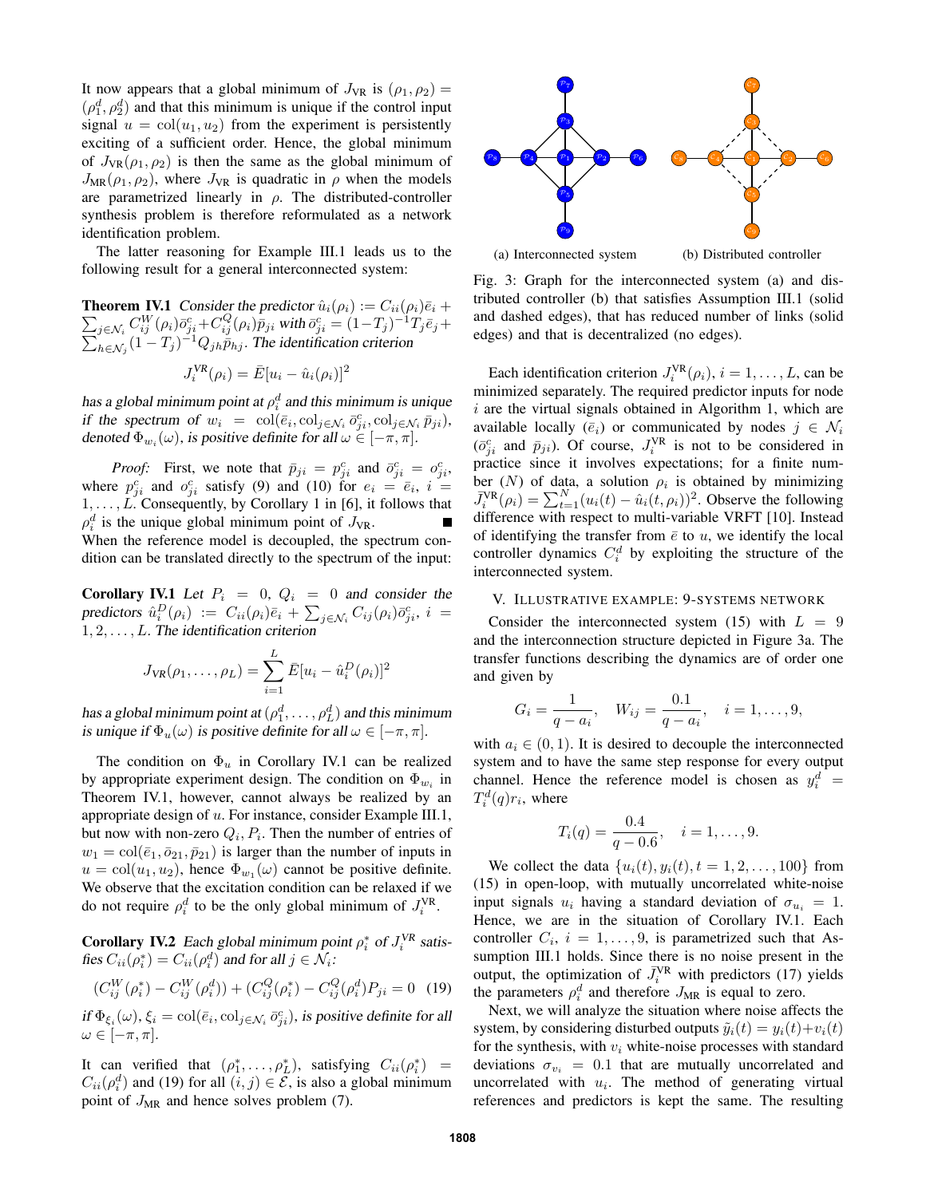It now appears that a global minimum of $J_{\text{VR}}$ is $(\rho_1, \rho_2) = (\rho_1^d, \rho_2^d)$ and that this minimum is unique if the control input signal $u = \text{col}(u_1, u_2)$ from the experiment is persistently exciting of a sufficient order. Hence, the global minimum of $J_{\text{VR}}(\rho_1, \rho_2)$ is then the same as the global minimum of $J_{\text{MR}}(\rho_1, \rho_2)$, where $J_{\text{VR}}$ is quadratic in $\rho$ when the models are parametrized linearly in $\rho$. The distributed-controller synthesis problem is therefore reformulated as a network identification problem.

The latter reasoning for Example III.1 leads us to the following result for a general interconnected system:

**Theorem IV.1** *Consider the predictor* $\hat{u}_i(\rho_i) := C_{ii}(\rho_i)\bar{e}_i + \sum_{j\in\mathcal{N}_i} C_{ij}^W(\rho_i)\bar{o}_{ji}^c + C_{ij}^Q(\rho_i)\bar{p}_{ji}$ *with* $\bar{o}_{ji}^c = (1-T_j)^{-1}T_j\bar{e}_j + \sum_{h\in\mathcal{N}_j}(1-T_j)^{-1}Q_{jh}\bar{p}_{hj}$*. The identification criterion*

$$J_i^{\text{VR}}(\rho_i) = \bar{E}[u_i - \hat{u}_i(\rho_i)]^2$$

*has a global minimum point at* $\rho_i^d$ *and this minimum is unique if the spectrum of* $w_i = \text{col}(\bar{e}_i, \text{col}_{j\in\mathcal{N}_i}\bar{o}_{ji}^c, \text{col}_{j\in\mathcal{N}_i}\bar{p}_{ji})$*, denoted* $\Phi_{w_i}(\omega)$*, is positive definite for all* $\omega \in [-\pi, \pi]$*.*

*Proof:* First, we note that $\bar{p}_{ji} = p_{ji}^c$ and $\bar{o}_{ji}^c = o_{ji}^c$, where $p_{ji}^c$ and $o_{ji}^c$ satisfy (9) and (10) for $e_i = \bar{e}_i$, $i = 1, \dots, L$. Consequently, by Corollary 1 in [6], it follows that $\rho_i^d$ is the unique global minimum point of $J_{\text{VR}}$. ∎

When the reference model is decoupled, the spectrum condition can be translated directly to the spectrum of the input:

**Corollary IV.1** *Let* $P_i = 0$*,* $Q_i = 0$ *and consider the predictors* $\hat{u}_i^D(\rho_i) := C_{ii}(\rho_i)\bar{e}_i + \sum_{j\in\mathcal{N}_i} C_{ij}(\rho_i)\bar{o}_{ji}^c$*,* $i = 1, 2, \dots, L$*. The identification criterion*

$$J_{\text{VR}}(\rho_1, \dots, \rho_L) = \sum_{i=1}^{L} \bar{E}[u_i - \hat{u}_i^D(\rho_i)]^2$$

*has a global minimum point at* $(\rho_1^d, \dots, \rho_L^d)$ *and this minimum is unique if* $\Phi_u(\omega)$ *is positive definite for all* $\omega \in [-\pi, \pi]$*.*

The condition on $\Phi_u$ in Corollary IV.1 can be realized by appropriate experiment design. The condition on $\Phi_{w_i}$ in Theorem IV.1, however, cannot always be realized by an appropriate design of $u$. For instance, consider Example III.1, but now with non-zero $Q_i, P_i$. Then the number of entries of $w_1 = \text{col}(\bar{e}_1, \bar{o}_{21}, \bar{p}_{21})$ is larger than the number of inputs in $u = \text{col}(u_1, u_2)$, hence $\Phi_{w_1}(\omega)$ cannot be positive definite. We observe that the excitation condition can be relaxed if we do not require $\rho_i^d$ to be the only global minimum of $J_i^{\text{VR}}$.

**Corollary IV.2** *Each global minimum point* $\rho_i^*$ *of* $J_i^{\text{VR}}$ *satisfies* $C_{ii}(\rho_i^*) = C_{ii}(\rho_i^d)$ *and for all* $j \in \mathcal{N}_i$*:*

$$(C_{ij}^W(\rho_i^*) - C_{ij}^W(\rho_i^d)) + (C_{ij}^Q(\rho_i^*) - C_{ij}^Q(\rho_i^d)P_{ji} = 0 \quad (19)$$

*if* $\Phi_{\xi_i}(\omega)$*,* $\xi_i = \text{col}(\bar{e}_i, \text{col}_{j\in\mathcal{N}_i}\bar{o}_{ji}^c)$*, is positive definite for all* $\omega \in [-\pi, \pi]$*.*

It can verified that $(\rho_1^*, \dots, \rho_L^*)$, satisfying $C_{ii}(\rho_i^*) = C_{ii}(\rho_i^d)$ and (19) for all $(i, j) \in \mathcal{E}$, is also a global minimum point of $J_{\text{MR}}$ and hence solves problem (7).

(a) Interconnected system (b) Distributed controller

Fig. 3: Graph for the interconnected system (a) and distributed controller (b) that satisfies Assumption III.1 (solid and dashed edges), that has reduced number of links (solid edges) and that is decentralized (no edges).

Each identification criterion $J_i^{\text{VR}}(\rho_i)$, $i = 1, \dots, L$, can be minimized separately. The required predictor inputs for node $i$ are the virtual signals obtained in Algorithm 1, which are available locally ($\bar{e}_i$) or communicated by nodes $j \in \mathcal{N}_i$ ($\bar{o}_{ji}^c$ and $\bar{p}_{ji}$). Of course, $J_i^{\text{VR}}$ is not to be considered in practice since it involves expectations; for a finite number ($N$) of data, a solution $\rho_i$ is obtained by minimizing $\bar{J}_i^{\text{VR}}(\rho_i) = \sum_{t=1}^{N}(u_i(t) - \hat{u}_i(t, \rho_i))^2$. Observe the following difference with respect to multi-variable VRFT [10]. Instead of identifying the transfer from $\bar{e}$ to $u$, we identify the local controller dynamics $C_i^d$ by exploiting the structure of the interconnected system.

## V. Illustrative example: 9-systems network

Consider the interconnected system (15) with $L = 9$ and the interconnection structure depicted in Figure 3a. The transfer functions describing the dynamics are of order one and given by

$$G_i = \frac{1}{q - a_i}, \quad W_{ij} = \frac{0.1}{q - a_i}, \quad i = 1, \dots, 9,$$

with $a_i \in (0, 1)$. It is desired to decouple the interconnected system and to have the same step response for every output channel. Hence the reference model is chosen as $y_i^d = T_i^d(q)r_i$, where

$$T_i(q) = \frac{0.4}{q - 0.6}, \quad i = 1, \dots, 9.$$

We collect the data $\{u_i(t), y_i(t), t = 1, 2, \dots, 100\}$ from (15) in open-loop, with mutually uncorrelated white-noise input signals $u_i$ having a standard deviation of $\sigma_{u_i} = 1$. Hence, we are in the situation of Corollary IV.1. Each controller $C_i$, $i = 1, \dots, 9$, is parametrized such that Assumption III.1 holds. Since there is no noise present in the output, the optimization of $\bar{J}_i^{\text{VR}}$ with predictors (17) yields the parameters $\rho_i^d$ and therefore $J_{\text{MR}}$ is equal to zero.

Next, we will analyze the situation where noise affects the system, by considering disturbed outputs $\tilde{y}_i(t) = y_i(t) + v_i(t)$ for the synthesis, with $v_i$ white-noise processes with standard deviations $\sigma_{v_i} = 0.1$ that are mutually uncorrelated and uncorrelated with $u_i$. The method of generating virtual references and predictors is kept the same. The resulting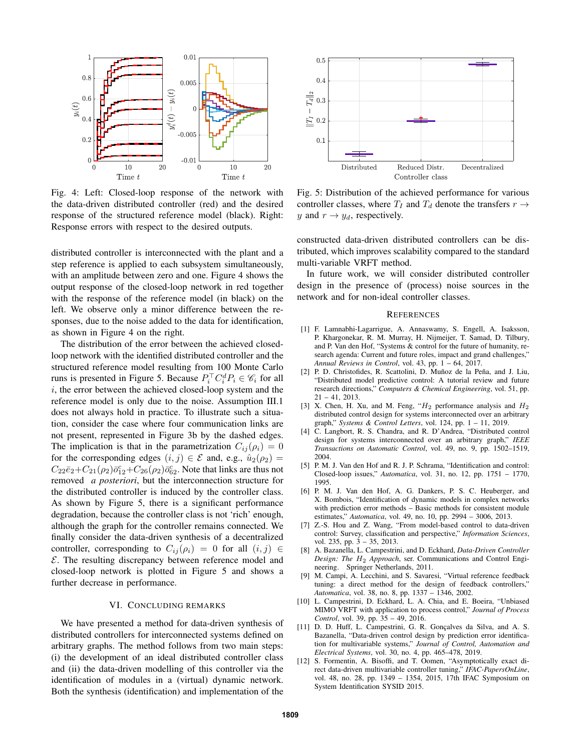1
0.8
0.6
0.4
0.2
0
0 10 20
Time $t$
$y_i(t)$

0.01
0.005
0
-0.005
-0.01
0 10 20
Time $t$
$y_i^d(t) - y_i(t)$

Fig. 4: Left: Closed-loop response of the network with the data-driven distributed controller (red) and the desired response of the structured reference model (black). Right: Response errors with respect to the desired outputs.

0.5
0.4
0.3
0.2
0.1
$\|T_I - T_d\|_2$
Distributed Reduced Distr. Decentralized
Controller class

Fig. 5: Distribution of the achieved performance for various controller classes, where $T_I$ and $T_d$ denote the transfers $r \rightarrow y$ and $r \rightarrow y_d$, respectively.

distributed controller is interconnected with the plant and a step reference is applied to each subsystem simultaneously, with an amplitude between zero and one. Figure 4 shows the output response of the closed-loop network in red together with the response of the reference model (in black) on the left. We observe only a minor difference between the responses, due to the noise added to the data for identification, as shown in Figure 4 on the right.

The distribution of the error between the achieved closed-loop network with the identified distributed controller and the structured reference model resulting from 100 Monte Carlo runs is presented in Figure 5. Because $P_i^\top C_i^d P_i \in \mathscr{C}_i$ for all $i$, the error between the achieved closed-loop system and the reference model is only due to the noise. Assumption III.1 does not always hold in practice. To illustrate such a situation, consider the case where four communication links are not present, represented in Figure 3b by the dashed edges. The implication is that in the parametrization $C_{ij}(\rho_i) = 0$ for the corresponding edges $(i, j) \in \mathcal{E}$ and, e.g., $\hat{u}_2(\rho_2) = C_{22}\bar{e}_2 + C_{21}(\rho_2)\bar{o}_{12}^c + C_{26}(\rho_2)\bar{o}_{62}^c$. Note that links are thus not removed *a posteriori*, but the interconnection structure for the distributed controller is induced by the controller class. As shown by Figure 5, there is a significant performance degradation, because the controller class is not 'rich' enough, although the graph for the controller remains connected. We finally consider the data-driven synthesis of a decentralized controller, corresponding to $C_{ij}(\rho_i) = 0$ for all $(i, j) \in \mathcal{E}$. The resulting discrepancy between reference model and closed-loop network is plotted in Figure 5 and shows a further decrease in performance.

## VI. Concluding Remarks

We have presented a method for data-driven synthesis of distributed controllers for interconnected systems defined on arbitrary graphs. The method follows from two main steps: (i) the development of an ideal distributed controller class and (ii) the data-driven modelling of this controller via the identification of modules in a (virtual) dynamic network. Both the synthesis (identification) and implementation of the constructed data-driven distributed controllers can be distributed, which improves scalability compared to the standard multi-variable VRFT method.

In future work, we will consider distributed controller design in the presence of (process) noise sources in the network and for non-ideal controller classes.

## References

[1] F. Lamnabhi-Lagarrigue, A. Annaswamy, S. Engell, A. Isaksson, P. Khargonekar, R. M. Murray, H. Nijmeijer, T. Samad, D. Tilbury, and P. Van den Hof, "Systems & control for the future of humanity, research agenda: Current and future roles, impact and grand challenges," *Annual Reviews in Control*, vol. 43, pp. 1 – 64, 2017.

[2] P. D. Christofides, R. Scattolini, D. Muñoz de la Peña, and J. Liu, "Distributed model predictive control: A tutorial review and future research directions," *Computers & Chemical Engineering*, vol. 51, pp. 21 – 41, 2013.

[3] X. Chen, H. Xu, and M. Feng, "$H_2$ performance analysis and $H_2$ distributed control design for systems interconnected over an arbitrary graph," *Systems & Control Letters*, vol. 124, pp. 1 – 11, 2019.

[4] C. Langbort, R. S. Chandra, and R. D'Andrea, "Distributed control design for systems interconnected over an arbitrary graph," *IEEE Transactions on Automatic Control*, vol. 49, no. 9, pp. 1502–1519, 2004.

[5] P. M. J. Van den Hof and R. J. P. Schrama, "Identification and control: Closed-loop issues," *Automatica*, vol. 31, no. 12, pp. 1751 – 1770, 1995.

[6] P. M. J. Van den Hof, A. Dankers, P. S. C. Heuberger, and X. Bombois, "Identification of dynamic models in complex networks with prediction error methods – Basic methods for consistent module estimates," *Automatica*, vol. 49, no. 10, pp. 2994 – 3006, 2013.

[7] Z.-S. Hou and Z. Wang, "From model-based control to data-driven control: Survey, classification and perspective," *Information Sciences*, vol. 235, pp. 3 – 35, 2013.

[8] A. Bazanella, L. Campestrini, and D. Eckhard, *Data-Driven Controller Design: The $H_2$ Approach*, ser. Communications and Control Engineering. Springer Netherlands, 2011.

[9] M. Campi, A. Lecchini, and S. Savaresi, "Virtual reference feedback tuning: a direct method for the design of feedback controllers," *Automatica*, vol. 38, no. 8, pp. 1337 – 1346, 2002.

[10] L. Campestrini, D. Eckhard, L. A. Chia, and E. Boeira, "Unbiased MIMO VRFT with application to process control," *Journal of Process Control*, vol. 39, pp. 35 – 49, 2016.

[11] D. D. Huff, L. Campestrini, G. R. Gonçalves da Silva, and A. S. Bazanella, "Data-driven control design by prediction error identification for multivariable systems," *Journal of Control, Automation and Electrical Systems*, vol. 30, no. 4, pp. 465–478, 2019.

[12] S. Formentin, A. Bisoffi, and T. Oomen, "Asymptotically exact direct data-driven multivariable controller tuning," *IFAC-PapersOnLine*, vol. 48, no. 28, pp. 1349 – 1354, 2015, 17th IFAC Symposium on System Identification SYSID 2015.